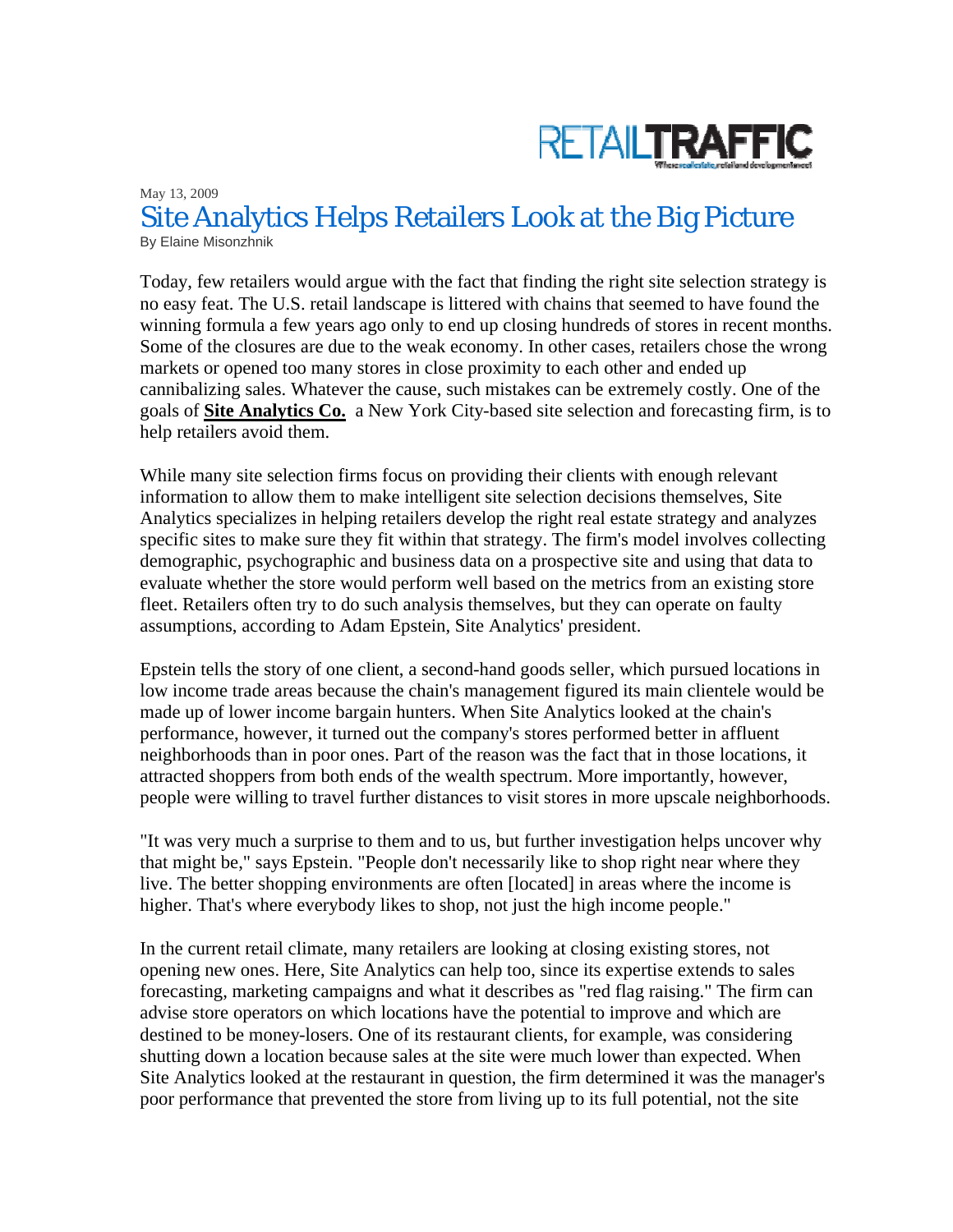RETAILTRAFFIC

May 13, 2009

# Site Analytics Helps Retailers Look at the Big Picture

By Elaine Misonzhnik

Today, few retailers would argue with the fact that finding the right site selection strategy is no easy feat. The U.S. retail landscape is littered with chains that seemed to have found the winning formula a few years ago only to end up closing hundreds of stores in recent months. Some of the closures are due to the weak economy. In other cases, retailers chose the wrong markets or opened too many stores in close proximity to each other and ended up cannibalizing sales. Whatever the cause, such mistakes can be extremely costly. One of the goals of **Site Analytics Co.** a New York City-based site selection and forecasting firm, is to help retailers avoid them.

While many site selection firms focus on providing their clients with enough relevant information to allow them to make intelligent site selection decisions themselves, Site Analytics specializes in helping retailers develop the right real estate strategy and analyzes specific sites to make sure they fit within that strategy. The firm's model involves collecting demographic, psychographic and business data on a prospective site and using that data to evaluate whether the store would perform well based on the metrics from an existing store fleet. Retailers often try to do such analysis themselves, but they can operate on faulty assumptions, according to Adam Epstein, Site Analytics' president.

Epstein tells the story of one client, a second-hand goods seller, which pursued locations in low income trade areas because the chain's management figured its main clientele would be made up of lower income bargain hunters. When Site Analytics looked at the chain's performance, however, it turned out the company's stores performed better in affluent neighborhoods than in poor ones. Part of the reason was the fact that in those locations, it attracted shoppers from both ends of the wealth spectrum. More importantly, however, people were willing to travel further distances to visit stores in more upscale neighborhoods.

"It was very much a surprise to them and to us, but further investigation helps uncover why that might be," says Epstein. "People don't necessarily like to shop right near where they live. The better shopping environments are often [located] in areas where the income is higher. That's where everybody likes to shop, not just the high income people."

In the current retail climate, many retailers are looking at closing existing stores, not opening new ones. Here, Site Analytics can help too, since its expertise extends to sales forecasting, marketing campaigns and what it describes as "red flag raising." The firm can advise store operators on which locations have the potential to improve and which are destined to be money-losers. One of its restaurant clients, for example, was considering shutting down a location because sales at the site were much lower than expected. When Site Analytics looked at the restaurant in question, the firm determined it was the manager's poor performance that prevented the store from living up to its full potential, not the site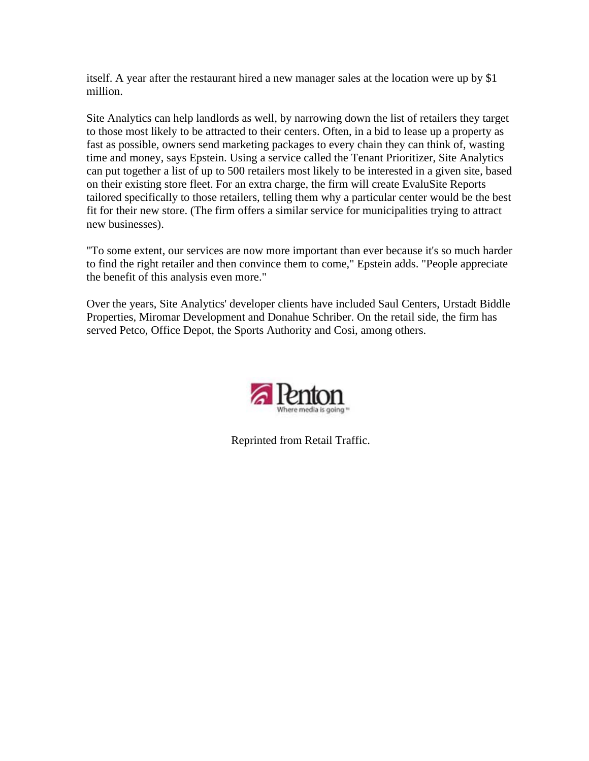itself. A year after the restaurant hired a new manager sales at the location were up by $1 million.

Site Analytics can help landlords as well, by narrowing down the list of retailers they target to those most likely to be attracted to their centers. Often, in a bid to lease up a property as fast as possible, owners send marketing packages to every chain they can think of, wasting time and money, says Epstein. Using a service called the Tenant Prioritizer, Site Analytics can put together a list of up to 500 retailers most likely to be interested in a given site, based on their existing store fleet. For an extra charge, the firm will create EvaluSite Reports tailored specifically to those retailers, telling them why a particular center would be the best fit for their new store. (The firm offers a similar service for municipalities trying to attract new businesses).

"To some extent, our services are now more important than ever because it's so much harder to find the right retailer and then convince them to come," Epstein adds. "People appreciate the benefit of this analysis even more."

Over the years, Site Analytics' developer clients have included Saul Centers, Urstadt Biddle Properties, Miromar Development and Donahue Schriber. On the retail side, the firm has served Petco, Office Depot, the Sports Authority and Cosi, among others.

Penton
Where media is going

Reprinted from Retail Traffic.